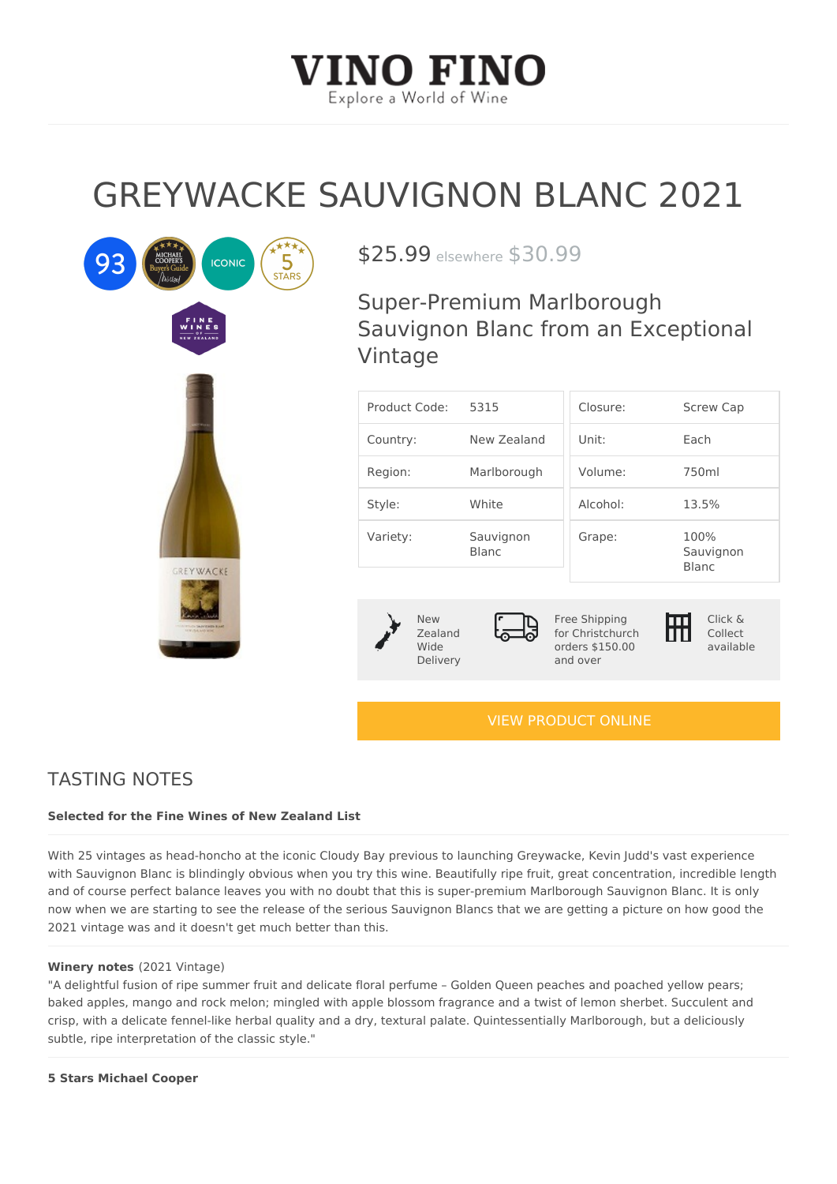# VINO FINO

Explore a World of Wine

# GREYWACKE SAUVIGNON BLANC 2021

$25.99 elsewhere $30.99

## Super-Premium Marlborough Sauvignon Blanc from an Exceptional Vintage

| | | | |
|---|---|---|---|
| Product Code: | 5315 | Closure: | Screw Cap |
| Country: | New Zealand | Unit: | Each |
| Region: | Marlborough | Volume: | 750ml |
| Style: | White | Alcohol: | 13.5% |
| Variety: | Sauvignon Blanc | Grape: | 100% Sauvignon Blanc |

New Zealand Wide Delivery

Free Shipping for Christchurch orders $150.00 and over

Click & Collect available

VIEW PRODUCT ONLINE

## TASTING NOTES

**Selected for the Fine Wines of New Zealand List**

With 25 vintages as head-honcho at the iconic Cloudy Bay previous to launching Greywacke, Kevin Judd's vast experience with Sauvignon Blanc is blindingly obvious when you try this wine. Beautifully ripe fruit, great concentration, incredible length and of course perfect balance leaves you with no doubt that this is super-premium Marlborough Sauvignon Blanc. It is only now when we are starting to see the release of the serious Sauvignon Blancs that we are getting a picture on how good the 2021 vintage was and it doesn't get much better than this.

**Winery notes** (2021 Vintage)
"A delightful fusion of ripe summer fruit and delicate floral perfume – Golden Queen peaches and poached yellow pears; baked apples, mango and rock melon; mingled with apple blossom fragrance and a twist of lemon sherbet. Succulent and crisp, with a delicate fennel-like herbal quality and a dry, textural palate. Quintessentially Marlborough, but a deliciously subtle, ripe interpretation of the classic style."

**5 Stars Michael Cooper**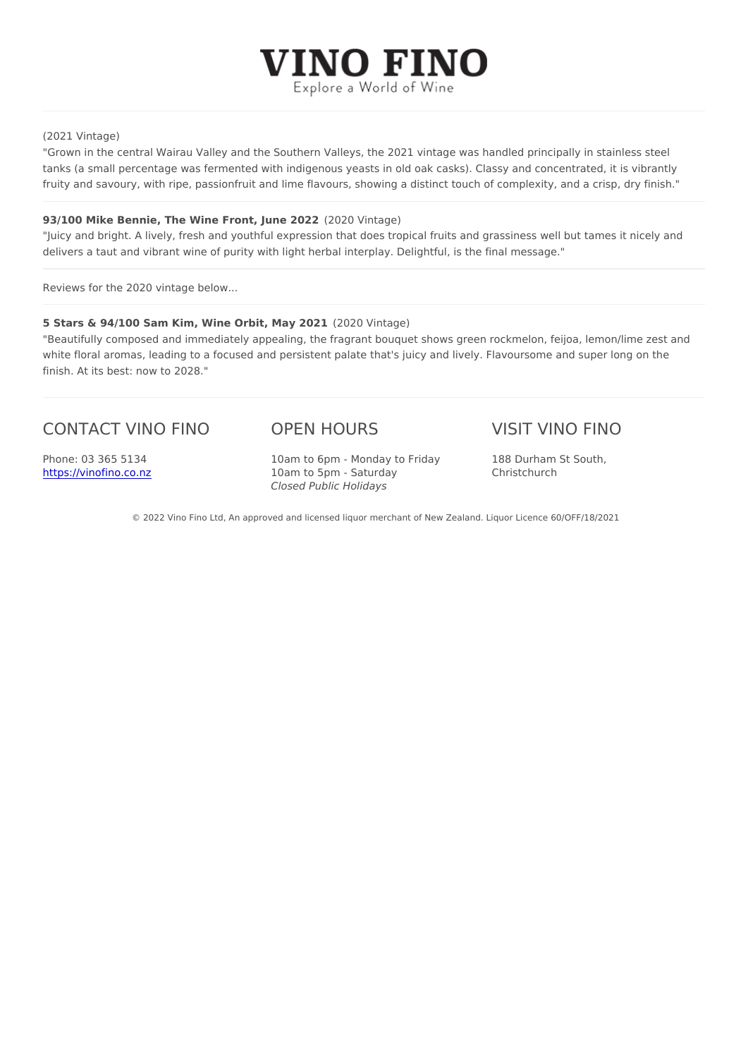# VINO FINO

Explore a World of Wine

(2021 Vintage)
"Grown in the central Wairau Valley and the Southern Valleys, the 2021 vintage was handled principally in stainless steel tanks (a small percentage was fermented with indigenous yeasts in old oak casks). Classy and concentrated, it is vibrantly fruity and savoury, with ripe, passionfruit and lime flavours, showing a distinct touch of complexity, and a crisp, dry finish."

---

**93/100 Mike Bennie, The Wine Front, June 2022** (2020 Vintage)
"Juicy and bright. A lively, fresh and youthful expression that does tropical fruits and grassiness well but tames it nicely and delivers a taut and vibrant wine of purity with light herbal interplay. Delightful, is the final message."

---

Reviews for the 2020 vintage below...

---

**5 Stars & 94/100 Sam Kim, Wine Orbit, May 2021** (2020 Vintage)
"Beautifully composed and immediately appealing, the fragrant bouquet shows green rockmelon, feijoa, lemon/lime zest and white floral aromas, leading to a focused and persistent palate that's juicy and lively. Flavoursome and super long on the finish. At its best: now to 2028."

---

## CONTACT VINO FINO

Phone: 03 365 5134
https://vinofino.co.nz

## OPEN HOURS

10am to 6pm - Monday to Friday
10am to 5pm - Saturday
*Closed Public Holidays*

## VISIT VINO FINO

188 Durham St South,
Christchurch

© 2022 Vino Fino Ltd, An approved and licensed liquor merchant of New Zealand. Liquor Licence 60/OFF/18/2021